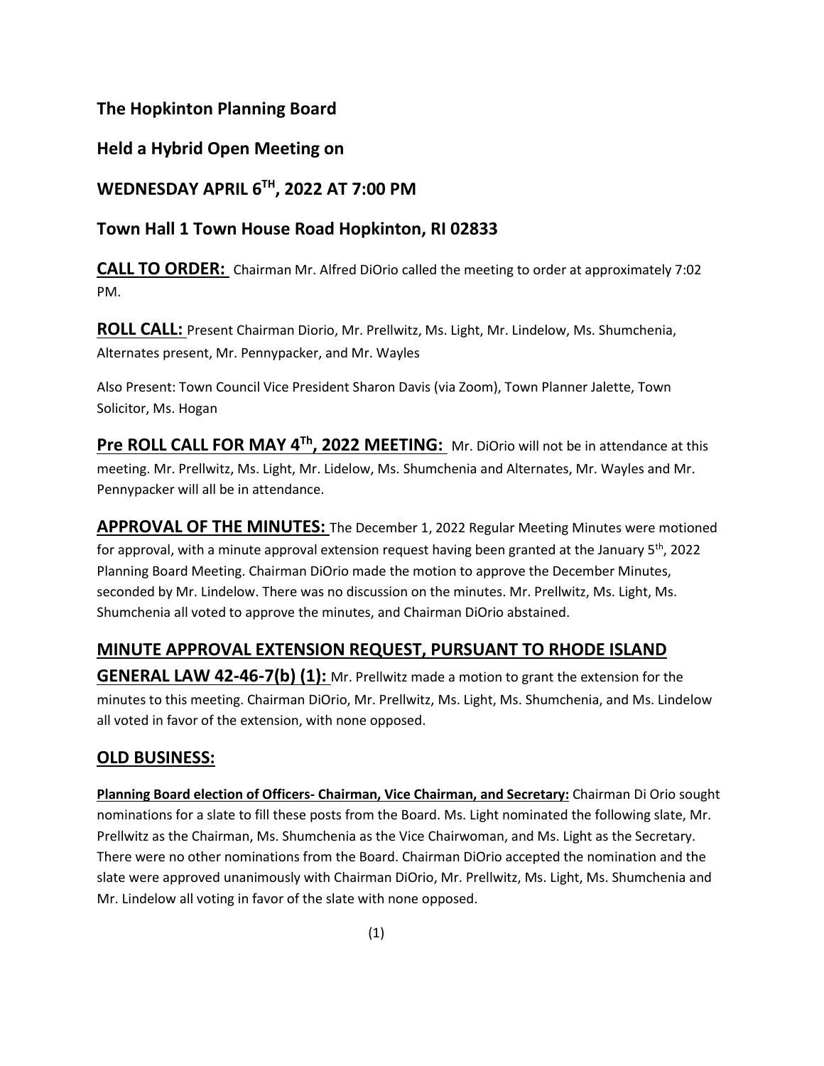**The Hopkinton Planning Board**

**Held a Hybrid Open Meeting on**

**WEDNESDAY APRIL 6TH, 2022 AT 7:00 PM**

**Town Hall 1 Town House Road Hopkinton, RI 02833**

**CALL TO ORDER:** Chairman Mr. Alfred DiOrio called the meeting to order at approximately 7:02 PM.

**ROLL CALL:** Present Chairman Diorio, Mr. Prellwitz, Ms. Light, Mr. Lindelow, Ms. Shumchenia, Alternates present, Mr. Pennypacker, and Mr. Wayles

Also Present: Town Council Vice President Sharon Davis (via Zoom), Town Planner Jalette, Town Solicitor, Ms. Hogan

**Pre ROLL CALL FOR MAY 4Th, 2022 MEETING:** Mr. DiOrio will not be in attendance at this meeting. Mr. Prellwitz, Ms. Light, Mr. Lidelow, Ms. Shumchenia and Alternates, Mr. Wayles and Mr. Pennypacker will all be in attendance.

**APPROVAL OF THE MINUTES:** The December 1, 2022 Regular Meeting Minutes were motioned for approval, with a minute approval extension request having been granted at the January 5th, 2022 Planning Board Meeting. Chairman DiOrio made the motion to approve the December Minutes, seconded by Mr. Lindelow. There was no discussion on the minutes. Mr. Prellwitz, Ms. Light, Ms. Shumchenia all voted to approve the minutes, and Chairman DiOrio abstained.

**MINUTE APPROVAL EXTENSION REQUEST, PURSUANT TO RHODE ISLAND GENERAL LAW 42-46-7(b) (1):** Mr. Prellwitz made a motion to grant the extension for the minutes to this meeting. Chairman DiOrio, Mr. Prellwitz, Ms. Light, Ms. Shumchenia, and Ms. Lindelow all voted in favor of the extension, with none opposed.

## OLD BUSINESS:

**Planning Board election of Officers- Chairman, Vice Chairman, and Secretary:** Chairman Di Orio sought nominations for a slate to fill these posts from the Board. Ms. Light nominated the following slate, Mr. Prellwitz as the Chairman, Ms. Shumchenia as the Vice Chairwoman, and Ms. Light as the Secretary. There were no other nominations from the Board. Chairman DiOrio accepted the nomination and the slate were approved unanimously with Chairman DiOrio, Mr. Prellwitz, Ms. Light, Ms. Shumchenia and Mr. Lindelow all voting in favor of the slate with none opposed.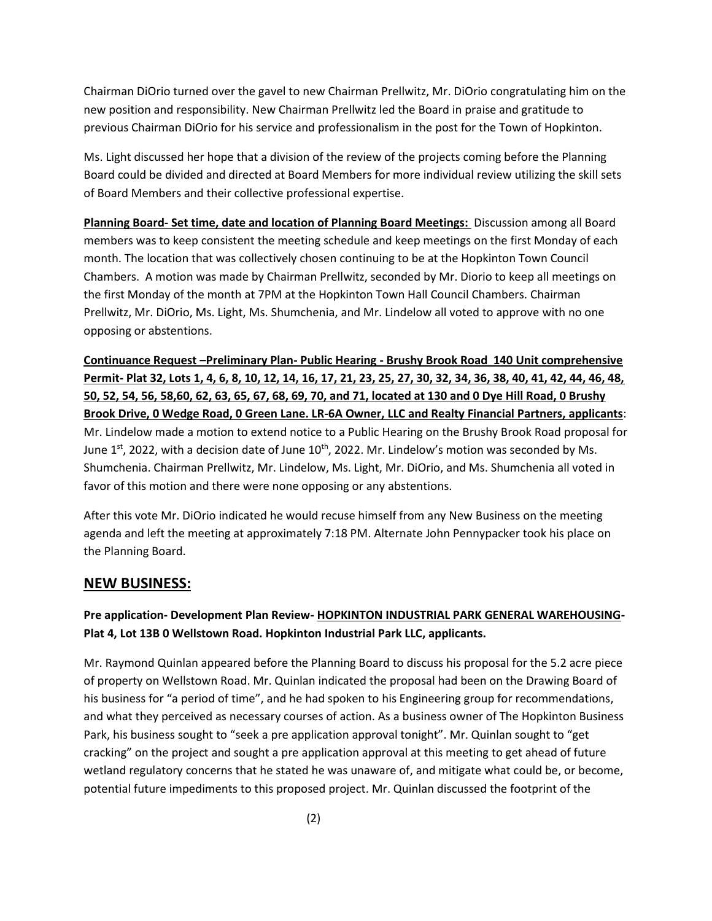Chairman DiOrio turned over the gavel to new Chairman Prellwitz, Mr. DiOrio congratulating him on the new position and responsibility. New Chairman Prellwitz led the Board in praise and gratitude to previous Chairman DiOrio for his service and professionalism in the post for the Town of Hopkinton.

Ms. Light discussed her hope that a division of the review of the projects coming before the Planning Board could be divided and directed at Board Members for more individual review utilizing the skill sets of Board Members and their collective professional expertise.

**Planning Board- Set time, date and location of Planning Board Meetings:** Discussion among all Board members was to keep consistent the meeting schedule and keep meetings on the first Monday of each month. The location that was collectively chosen continuing to be at the Hopkinton Town Council Chambers. A motion was made by Chairman Prellwitz, seconded by Mr. Diorio to keep all meetings on the first Monday of the month at 7PM at the Hopkinton Town Hall Council Chambers. Chairman Prellwitz, Mr. DiOrio, Ms. Light, Ms. Shumchenia, and Mr. Lindelow all voted to approve with no one opposing or abstentions.

**Continuance Request –Preliminary Plan- Public Hearing - Brushy Brook Road 140 Unit comprehensive Permit- Plat 32, Lots 1, 4, 6, 8, 10, 12, 14, 16, 17, 21, 23, 25, 27, 30, 32, 34, 36, 38, 40, 41, 42, 44, 46, 48, 50, 52, 54, 56, 58,60, 62, 63, 65, 67, 68, 69, 70, and 71, located at 130 and 0 Dye Hill Road, 0 Brushy Brook Drive, 0 Wedge Road, 0 Green Lane. LR-6A Owner, LLC and Realty Financial Partners, applicants**: Mr. Lindelow made a motion to extend notice to a Public Hearing on the Brushy Brook Road proposal for June 1st, 2022, with a decision date of June 10th, 2022. Mr. Lindelow's motion was seconded by Ms. Shumchenia. Chairman Prellwitz, Mr. Lindelow, Ms. Light, Mr. DiOrio, and Ms. Shumchenia all voted in favor of this motion and there were none opposing or any abstentions.

After this vote Mr. DiOrio indicated he would recuse himself from any New Business on the meeting agenda and left the meeting at approximately 7:18 PM. Alternate John Pennypacker took his place on the Planning Board.

## NEW BUSINESS:

**Pre application- Development Plan Review- HOPKINTON INDUSTRIAL PARK GENERAL WAREHOUSING- Plat 4, Lot 13B 0 Wellstown Road. Hopkinton Industrial Park LLC, applicants.**

Mr. Raymond Quinlan appeared before the Planning Board to discuss his proposal for the 5.2 acre piece of property on Wellstown Road. Mr. Quinlan indicated the proposal had been on the Drawing Board of his business for "a period of time", and he had spoken to his Engineering group for recommendations, and what they perceived as necessary courses of action. As a business owner of The Hopkinton Business Park, his business sought to "seek a pre application approval tonight". Mr. Quinlan sought to "get cracking" on the project and sought a pre application approval at this meeting to get ahead of future wetland regulatory concerns that he stated he was unaware of, and mitigate what could be, or become, potential future impediments to this proposed project. Mr. Quinlan discussed the footprint of the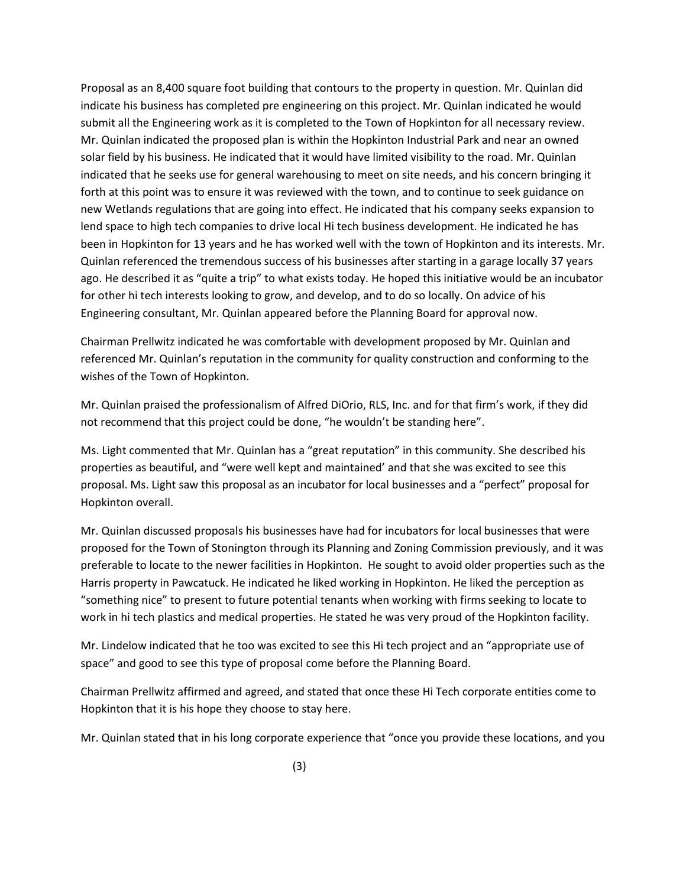Proposal as an 8,400 square foot building that contours to the property in question. Mr. Quinlan did indicate his business has completed pre engineering on this project. Mr. Quinlan indicated he would submit all the Engineering work as it is completed to the Town of Hopkinton for all necessary review. Mr. Quinlan indicated the proposed plan is within the Hopkinton Industrial Park and near an owned solar field by his business. He indicated that it would have limited visibility to the road. Mr. Quinlan indicated that he seeks use for general warehousing to meet on site needs, and his concern bringing it forth at this point was to ensure it was reviewed with the town, and to continue to seek guidance on new Wetlands regulations that are going into effect. He indicated that his company seeks expansion to lend space to high tech companies to drive local Hi tech business development. He indicated he has been in Hopkinton for 13 years and he has worked well with the town of Hopkinton and its interests. Mr. Quinlan referenced the tremendous success of his businesses after starting in a garage locally 37 years ago. He described it as "quite a trip" to what exists today. He hoped this initiative would be an incubator for other hi tech interests looking to grow, and develop, and to do so locally. On advice of his Engineering consultant, Mr. Quinlan appeared before the Planning Board for approval now.

Chairman Prellwitz indicated he was comfortable with development proposed by Mr. Quinlan and referenced Mr. Quinlan's reputation in the community for quality construction and conforming to the wishes of the Town of Hopkinton.

Mr. Quinlan praised the professionalism of Alfred DiOrio, RLS, Inc. and for that firm's work, if they did not recommend that this project could be done, "he wouldn't be standing here".

Ms. Light commented that Mr. Quinlan has a "great reputation" in this community. She described his properties as beautiful, and "were well kept and maintained' and that she was excited to see this proposal. Ms. Light saw this proposal as an incubator for local businesses and a "perfect" proposal for Hopkinton overall.

Mr. Quinlan discussed proposals his businesses have had for incubators for local businesses that were proposed for the Town of Stonington through its Planning and Zoning Commission previously, and it was preferable to locate to the newer facilities in Hopkinton. He sought to avoid older properties such as the Harris property in Pawcatuck. He indicated he liked working in Hopkinton. He liked the perception as "something nice" to present to future potential tenants when working with firms seeking to locate to work in hi tech plastics and medical properties. He stated he was very proud of the Hopkinton facility.

Mr. Lindelow indicated that he too was excited to see this Hi tech project and an "appropriate use of space" and good to see this type of proposal come before the Planning Board.

Chairman Prellwitz affirmed and agreed, and stated that once these Hi Tech corporate entities come to Hopkinton that it is his hope they choose to stay here.

Mr. Quinlan stated that in his long corporate experience that "once you provide these locations, and you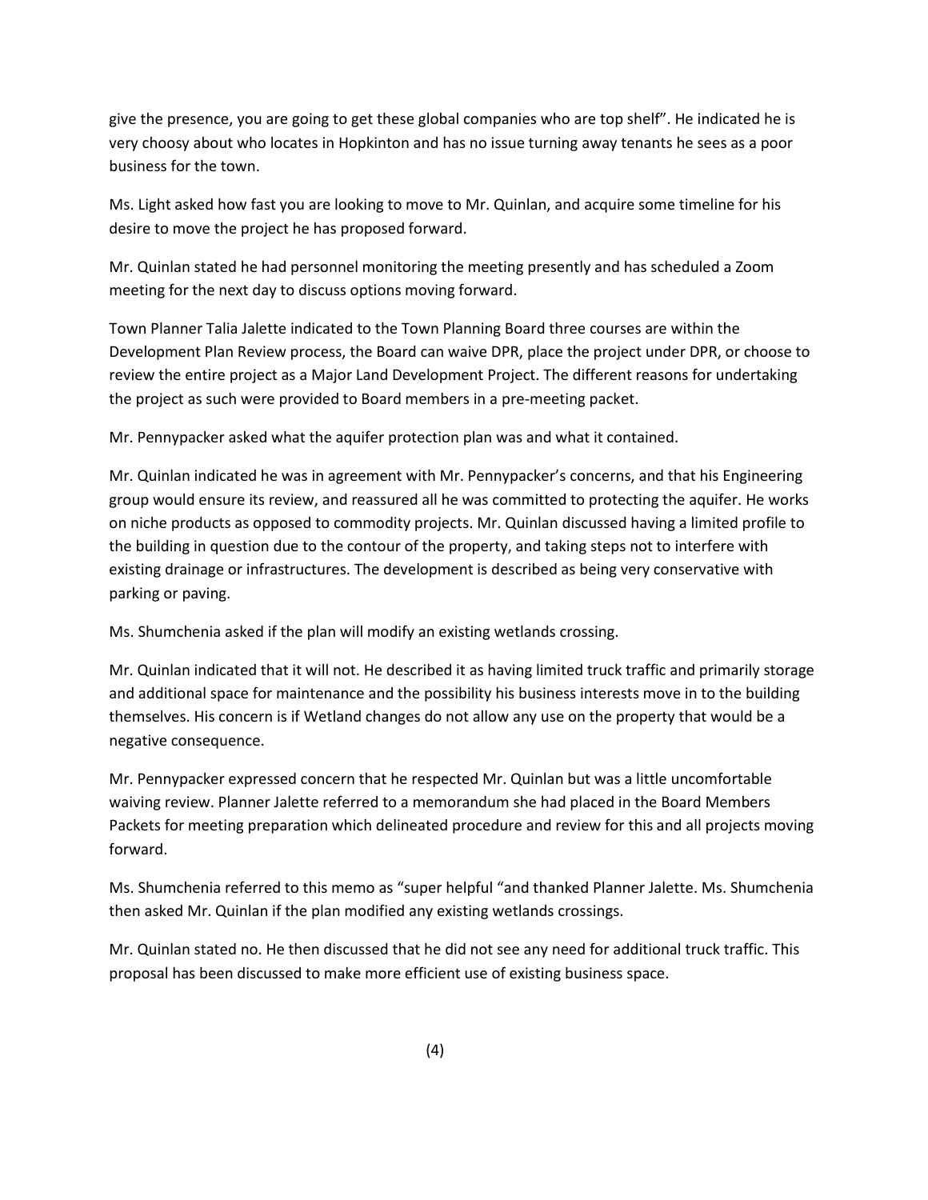give the presence, you are going to get these global companies who are top shelf". He indicated he is very choosy about who locates in Hopkinton and has no issue turning away tenants he sees as a poor business for the town.

Ms. Light asked how fast you are looking to move to Mr. Quinlan, and acquire some timeline for his desire to move the project he has proposed forward.

Mr. Quinlan stated he had personnel monitoring the meeting presently and has scheduled a Zoom meeting for the next day to discuss options moving forward.

Town Planner Talia Jalette indicated to the Town Planning Board three courses are within the Development Plan Review process, the Board can waive DPR, place the project under DPR, or choose to review the entire project as a Major Land Development Project. The different reasons for undertaking the project as such were provided to Board members in a pre-meeting packet.

Mr. Pennypacker asked what the aquifer protection plan was and what it contained.

Mr. Quinlan indicated he was in agreement with Mr. Pennypacker's concerns, and that his Engineering group would ensure its review, and reassured all he was committed to protecting the aquifer. He works on niche products as opposed to commodity projects. Mr. Quinlan discussed having a limited profile to the building in question due to the contour of the property, and taking steps not to interfere with existing drainage or infrastructures. The development is described as being very conservative with parking or paving.

Ms. Shumchenia asked if the plan will modify an existing wetlands crossing.

Mr. Quinlan indicated that it will not. He described it as having limited truck traffic and primarily storage and additional space for maintenance and the possibility his business interests move in to the building themselves. His concern is if Wetland changes do not allow any use on the property that would be a negative consequence.

Mr. Pennypacker expressed concern that he respected Mr. Quinlan but was a little uncomfortable waiving review. Planner Jalette referred to a memorandum she had placed in the Board Members Packets for meeting preparation which delineated procedure and review for this and all projects moving forward.

Ms. Shumchenia referred to this memo as "super helpful "and thanked Planner Jalette. Ms. Shumchenia then asked Mr. Quinlan if the plan modified any existing wetlands crossings.

Mr. Quinlan stated no. He then discussed that he did not see any need for additional truck traffic. This proposal has been discussed to make more efficient use of existing business space.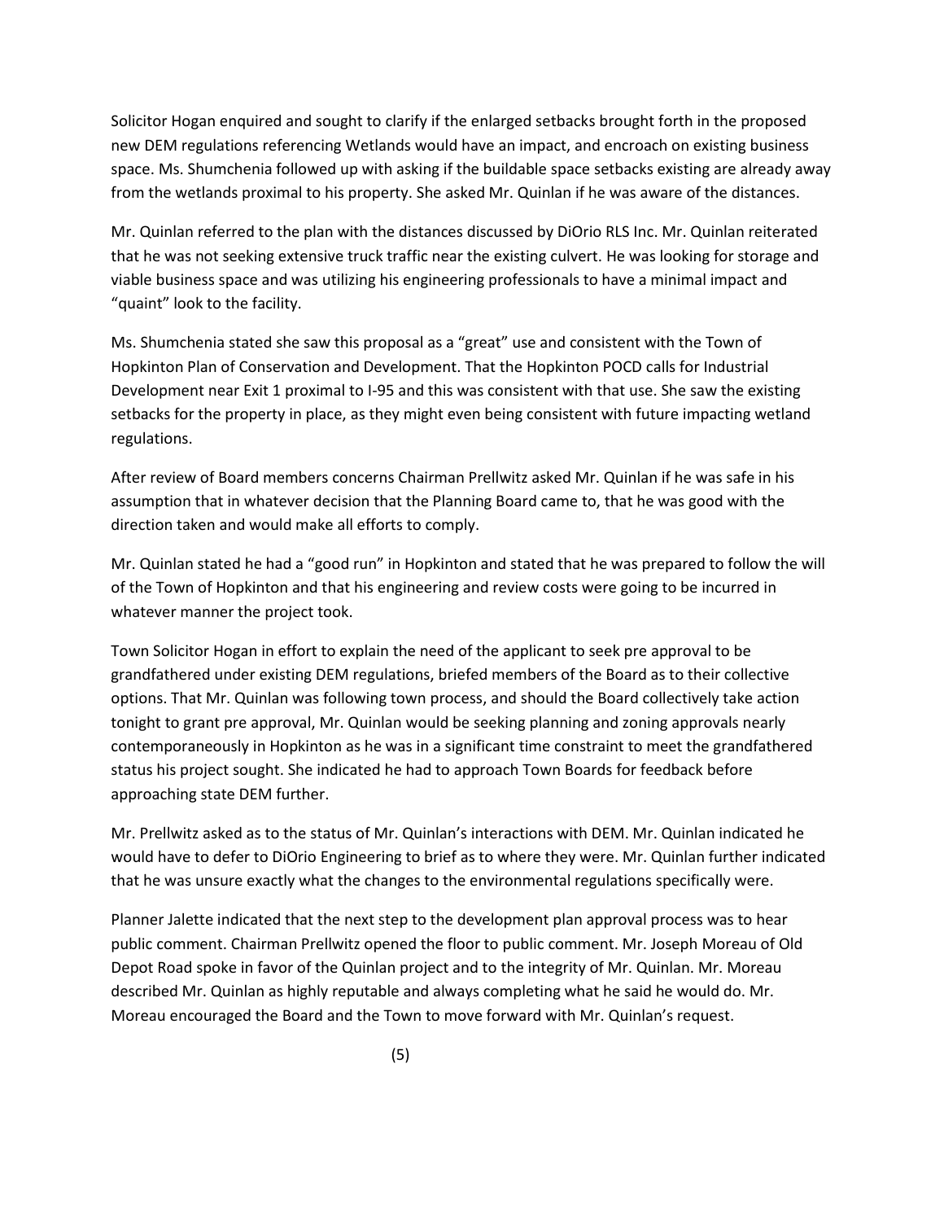Solicitor Hogan enquired and sought to clarify if the enlarged setbacks brought forth in the proposed new DEM regulations referencing Wetlands would have an impact, and encroach on existing business space. Ms. Shumchenia followed up with asking if the buildable space setbacks existing are already away from the wetlands proximal to his property. She asked Mr. Quinlan if he was aware of the distances.

Mr. Quinlan referred to the plan with the distances discussed by DiOrio RLS Inc. Mr. Quinlan reiterated that he was not seeking extensive truck traffic near the existing culvert. He was looking for storage and viable business space and was utilizing his engineering professionals to have a minimal impact and "quaint" look to the facility.

Ms. Shumchenia stated she saw this proposal as a "great" use and consistent with the Town of Hopkinton Plan of Conservation and Development. That the Hopkinton POCD calls for Industrial Development near Exit 1 proximal to I-95 and this was consistent with that use. She saw the existing setbacks for the property in place, as they might even being consistent with future impacting wetland regulations.

After review of Board members concerns Chairman Prellwitz asked Mr. Quinlan if he was safe in his assumption that in whatever decision that the Planning Board came to, that he was good with the direction taken and would make all efforts to comply.

Mr. Quinlan stated he had a "good run" in Hopkinton and stated that he was prepared to follow the will of the Town of Hopkinton and that his engineering and review costs were going to be incurred in whatever manner the project took.

Town Solicitor Hogan in effort to explain the need of the applicant to seek pre approval to be grandfathered under existing DEM regulations, briefed members of the Board as to their collective options. That Mr. Quinlan was following town process, and should the Board collectively take action tonight to grant pre approval, Mr. Quinlan would be seeking planning and zoning approvals nearly contemporaneously in Hopkinton as he was in a significant time constraint to meet the grandfathered status his project sought. She indicated he had to approach Town Boards for feedback before approaching state DEM further.

Mr. Prellwitz asked as to the status of Mr. Quinlan's interactions with DEM. Mr. Quinlan indicated he would have to defer to DiOrio Engineering to brief as to where they were. Mr. Quinlan further indicated that he was unsure exactly what the changes to the environmental regulations specifically were.

Planner Jalette indicated that the next step to the development plan approval process was to hear public comment. Chairman Prellwitz opened the floor to public comment. Mr. Joseph Moreau of Old Depot Road spoke in favor of the Quinlan project and to the integrity of Mr. Quinlan. Mr. Moreau described Mr. Quinlan as highly reputable and always completing what he said he would do. Mr. Moreau encouraged the Board and the Town to move forward with Mr. Quinlan's request.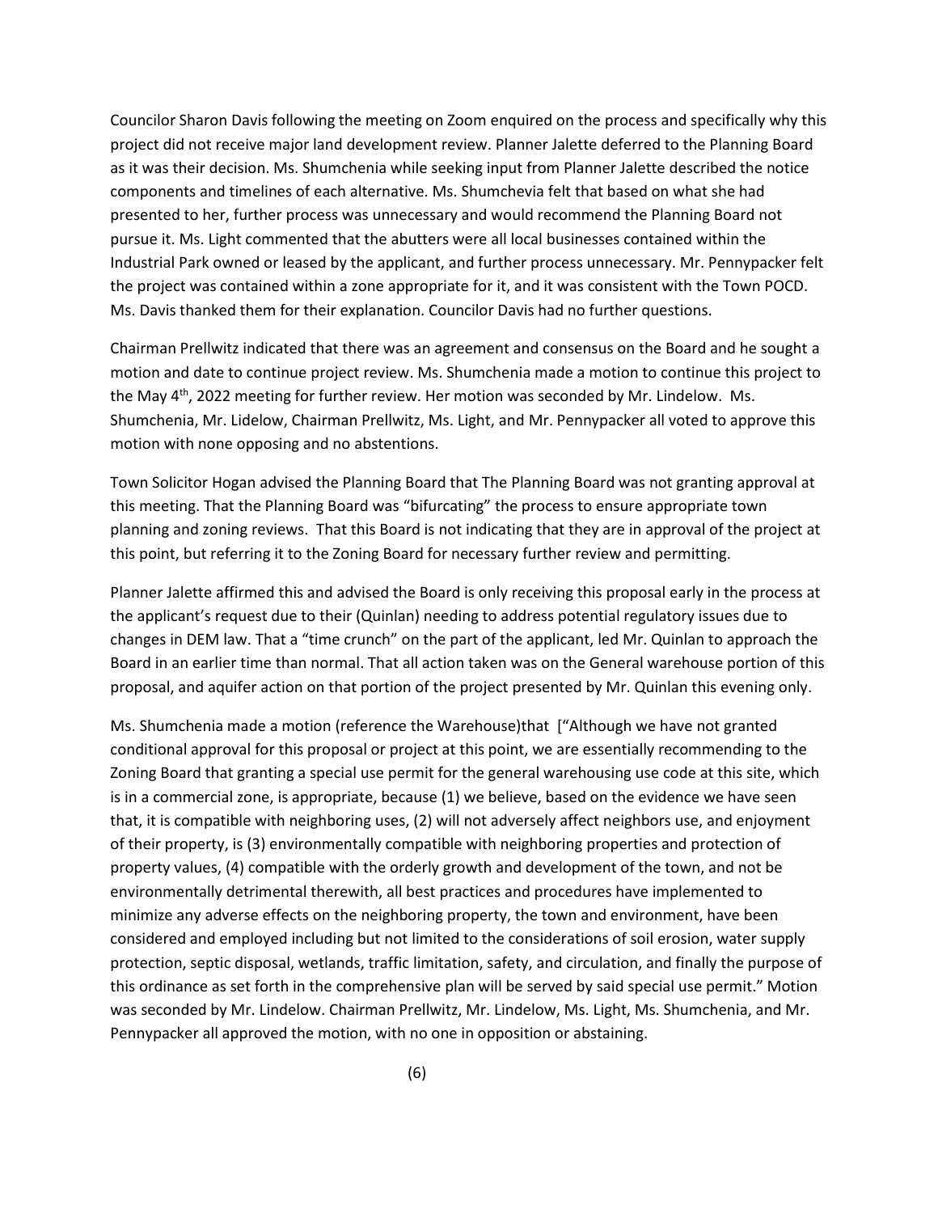Councilor Sharon Davis following the meeting on Zoom enquired on the process and specifically why this project did not receive major land development review. Planner Jalette deferred to the Planning Board as it was their decision. Ms. Shumchenia while seeking input from Planner Jalette described the notice components and timelines of each alternative. Ms. Shumchevia felt that based on what she had presented to her, further process was unnecessary and would recommend the Planning Board not pursue it. Ms. Light commented that the abutters were all local businesses contained within the Industrial Park owned or leased by the applicant, and further process unnecessary. Mr. Pennypacker felt the project was contained within a zone appropriate for it, and it was consistent with the Town POCD. Ms. Davis thanked them for their explanation. Councilor Davis had no further questions.

Chairman Prellwitz indicated that there was an agreement and consensus on the Board and he sought a motion and date to continue project review. Ms. Shumchenia made a motion to continue this project to the May 4th, 2022 meeting for further review. Her motion was seconded by Mr. Lindelow. Ms. Shumchenia, Mr. Lidelow, Chairman Prellwitz, Ms. Light, and Mr. Pennypacker all voted to approve this motion with none opposing and no abstentions.

Town Solicitor Hogan advised the Planning Board that The Planning Board was not granting approval at this meeting. That the Planning Board was "bifurcating" the process to ensure appropriate town planning and zoning reviews. That this Board is not indicating that they are in approval of the project at this point, but referring it to the Zoning Board for necessary further review and permitting.

Planner Jalette affirmed this and advised the Board is only receiving this proposal early in the process at the applicant's request due to their (Quinlan) needing to address potential regulatory issues due to changes in DEM law. That a "time crunch" on the part of the applicant, led Mr. Quinlan to approach the Board in an earlier time than normal. That all action taken was on the General warehouse portion of this proposal, and aquifer action on that portion of the project presented by Mr. Quinlan this evening only.

Ms. Shumchenia made a motion (reference the Warehouse)that ["Although we have not granted conditional approval for this proposal or project at this point, we are essentially recommending to the Zoning Board that granting a special use permit for the general warehousing use code at this site, which is in a commercial zone, is appropriate, because (1) we believe, based on the evidence we have seen that, it is compatible with neighboring uses, (2) will not adversely affect neighbors use, and enjoyment of their property, is (3) environmentally compatible with neighboring properties and protection of property values, (4) compatible with the orderly growth and development of the town, and not be environmentally detrimental therewith, all best practices and procedures have implemented to minimize any adverse effects on the neighboring property, the town and environment, have been considered and employed including but not limited to the considerations of soil erosion, water supply protection, septic disposal, wetlands, traffic limitation, safety, and circulation, and finally the purpose of this ordinance as set forth in the comprehensive plan will be served by said special use permit." Motion was seconded by Mr. Lindelow. Chairman Prellwitz, Mr. Lindelow, Ms. Light, Ms. Shumchenia, and Mr. Pennypacker all approved the motion, with no one in opposition or abstaining.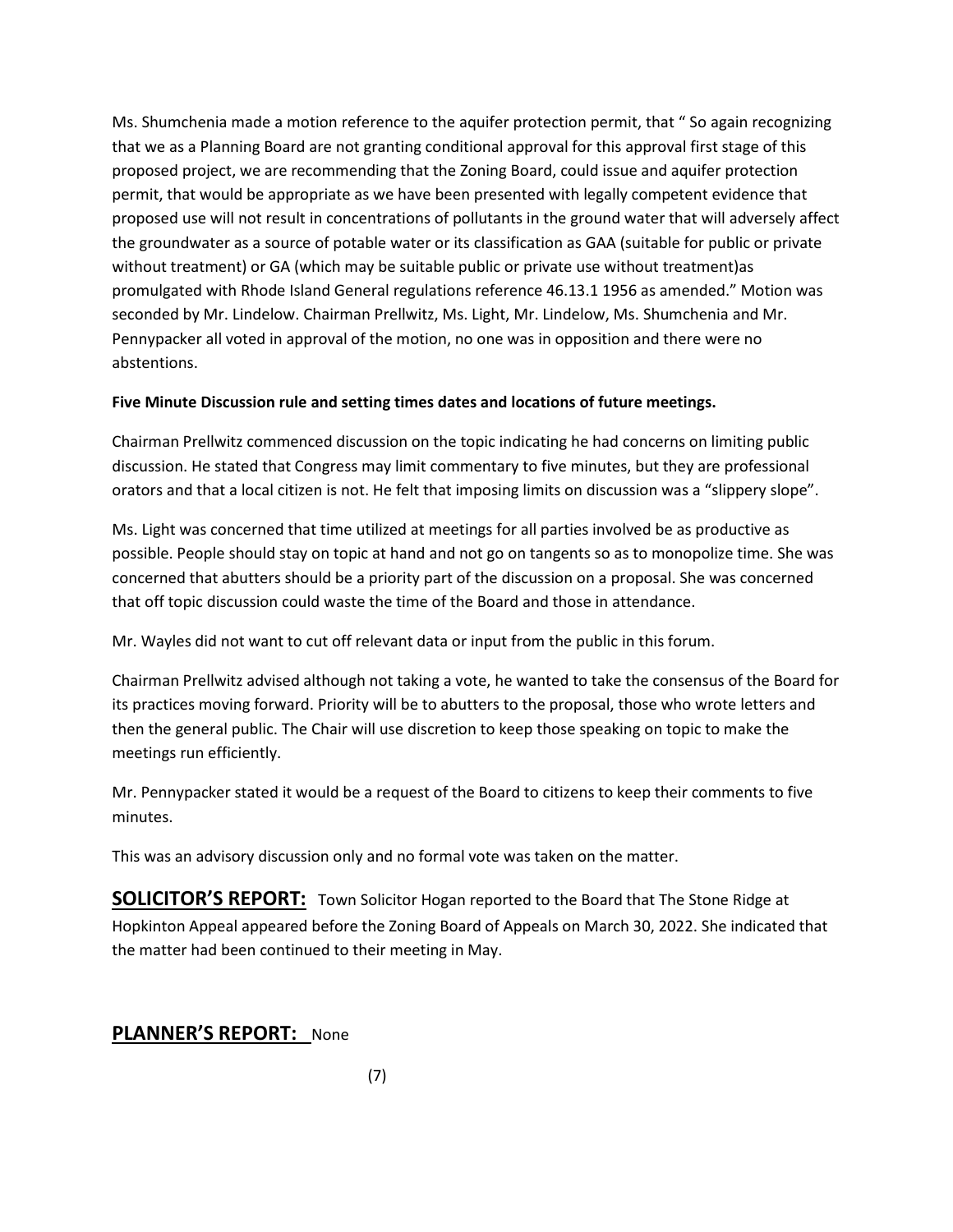Ms. Shumchenia made a motion reference to the aquifer protection permit, that " So again recognizing that we as a Planning Board are not granting conditional approval for this approval first stage of this proposed project, we are recommending that the Zoning Board, could issue and aquifer protection permit, that would be appropriate as we have been presented with legally competent evidence that proposed use will not result in concentrations of pollutants in the ground water that will adversely affect the groundwater as a source of potable water or its classification as GAA (suitable for public or private without treatment) or GA (which may be suitable public or private use without treatment)as promulgated with Rhode Island General regulations reference 46.13.1 1956 as amended." Motion was seconded by Mr. Lindelow. Chairman Prellwitz, Ms. Light, Mr. Lindelow, Ms. Shumchenia and Mr. Pennypacker all voted in approval of the motion, no one was in opposition and there were no abstentions.

**Five Minute Discussion rule and setting times dates and locations of future meetings.**

Chairman Prellwitz commenced discussion on the topic indicating he had concerns on limiting public discussion. He stated that Congress may limit commentary to five minutes, but they are professional orators and that a local citizen is not. He felt that imposing limits on discussion was a "slippery slope".

Ms. Light was concerned that time utilized at meetings for all parties involved be as productive as possible. People should stay on topic at hand and not go on tangents so as to monopolize time. She was concerned that abutters should be a priority part of the discussion on a proposal. She was concerned that off topic discussion could waste the time of the Board and those in attendance.

Mr. Wayles did not want to cut off relevant data or input from the public in this forum.

Chairman Prellwitz advised although not taking a vote, he wanted to take the consensus of the Board for its practices moving forward. Priority will be to abutters to the proposal, those who wrote letters and then the general public. The Chair will use discretion to keep those speaking on topic to make the meetings run efficiently.

Mr. Pennypacker stated it would be a request of the Board to citizens to keep their comments to five minutes.

This was an advisory discussion only and no formal vote was taken on the matter.

**SOLICITOR'S REPORT:** Town Solicitor Hogan reported to the Board that The Stone Ridge at Hopkinton Appeal appeared before the Zoning Board of Appeals on March 30, 2022. She indicated that the matter had been continued to their meeting in May.

**PLANNER'S REPORT:** None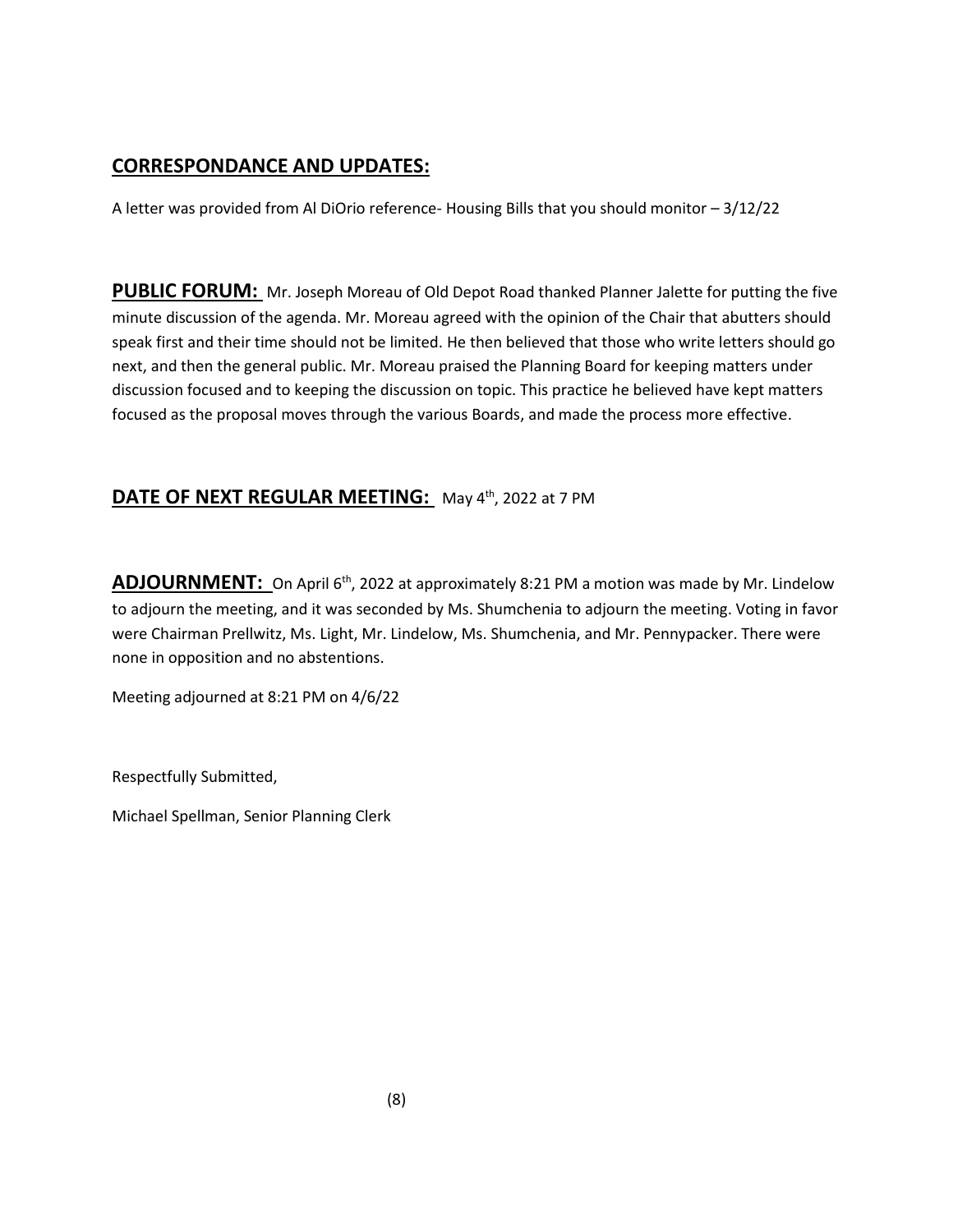## CORRESPONDANCE AND UPDATES:

A letter was provided from Al DiOrio reference- Housing Bills that you should monitor – 3/12/22

**PUBLIC FORUM:** Mr. Joseph Moreau of Old Depot Road thanked Planner Jalette for putting the five minute discussion of the agenda. Mr. Moreau agreed with the opinion of the Chair that abutters should speak first and their time should not be limited. He then believed that those who write letters should go next, and then the general public. Mr. Moreau praised the Planning Board for keeping matters under discussion focused and to keeping the discussion on topic. This practice he believed have kept matters focused as the proposal moves through the various Boards, and made the process more effective.

**DATE OF NEXT REGULAR MEETING:** May 4th, 2022 at 7 PM

**ADJOURNMENT:** On April 6th, 2022 at approximately 8:21 PM a motion was made by Mr. Lindelow to adjourn the meeting, and it was seconded by Ms. Shumchenia to adjourn the meeting. Voting in favor were Chairman Prellwitz, Ms. Light, Mr. Lindelow, Ms. Shumchenia, and Mr. Pennypacker. There were none in opposition and no abstentions.

Meeting adjourned at 8:21 PM on 4/6/22

Respectfully Submitted,

Michael Spellman, Senior Planning Clerk